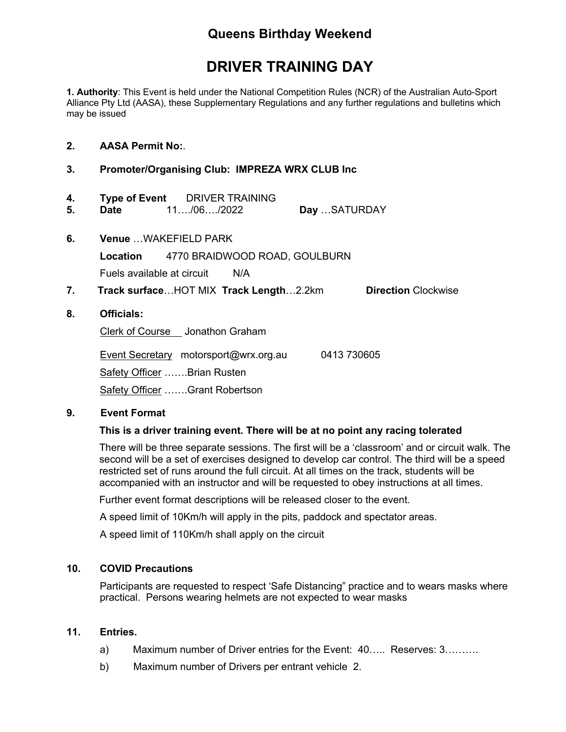# Queens Birthday Weekend

# DRIVER TRAINING DAY

**1. Authority**: This Event is held under the National Competition Rules (NCR) of the Australian Auto-Sport Alliance Pty Ltd (AASA), these Supplementary Regulations and any further regulations and bulletins which may be issued

**2. AASA Permit No:**.

**3. Promoter/Organising Club: IMPREZA WRX CLUB Inc**

**4. Type of Event** DRIVER TRAINING

**5. Date** 11…./06…./2022 **Day** …SATURDAY

**6. Venue** …WAKEFIELD PARK

**Location** 4770 BRAIDWOOD ROAD, GOULBURN

Fuels available at circuit N/A

**7. Track surface**…HOT MIX **Track Length**…2.2km **Direction** Clockwise

**8. Officials:**

Clerk of Course Jonathon Graham

Event Secretary motorsport@wrx.org.au 0413 730605

Safety Officer …….Brian Rusten

Safety Officer …….Grant Robertson

**9. Event Format**

**This is a driver training event. There will be at no point any racing tolerated**

There will be three separate sessions. The first will be a 'classroom' and or circuit walk. The second will be a set of exercises designed to develop car control. The third will be a speed restricted set of runs around the full circuit. At all times on the track, students will be accompanied with an instructor and will be requested to obey instructions at all times.

Further event format descriptions will be released closer to the event.

A speed limit of 10Km/h will apply in the pits, paddock and spectator areas.

A speed limit of 110Km/h shall apply on the circuit

**10. COVID Precautions**

Participants are requested to respect 'Safe Distancing" practice and to wears masks where practical. Persons wearing helmets are not expected to wear masks

**11. Entries.**

a) Maximum number of Driver entries for the Event: 40….. Reserves: 3……….

b) Maximum number of Drivers per entrant vehicle 2.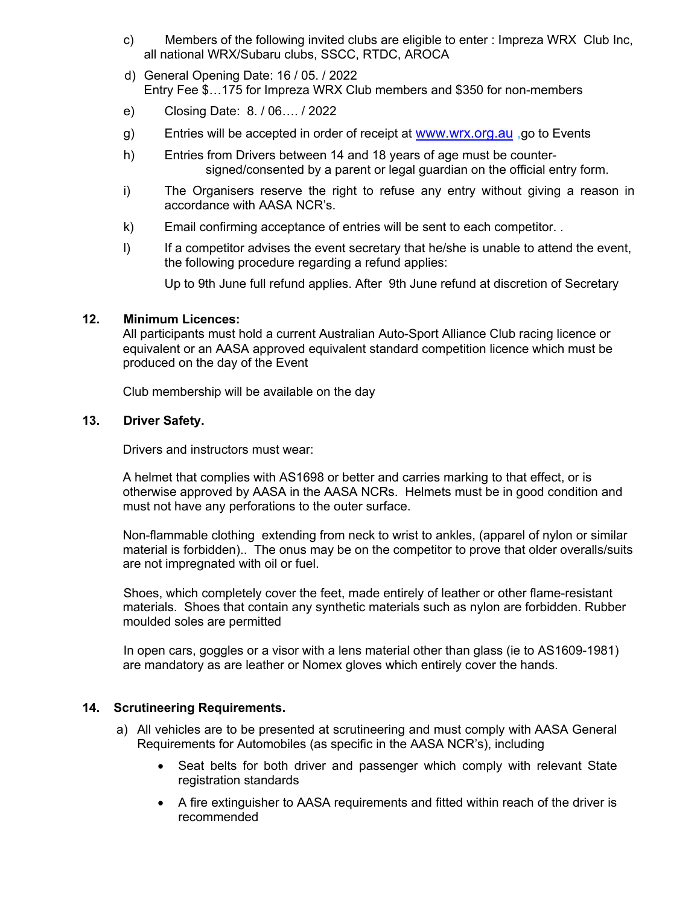c) Members of the following invited clubs are eligible to enter : Impreza WRX Club Inc, all national WRX/Subaru clubs, SSCC, RTDC, AROCA

d) General Opening Date: 16 / 05. / 2022
Entry Fee $…175 for Impreza WRX Club members and $350 for non-members

e) Closing Date: 8. / 06…. / 2022

g) Entries will be accepted in order of receipt at www.wrx.org.au ,go to Events

h) Entries from Drivers between 14 and 18 years of age must be counter-signed/consented by a parent or legal guardian on the official entry form.

i) The Organisers reserve the right to refuse any entry without giving a reason in accordance with AASA NCR's.

k) Email confirming acceptance of entries will be sent to each competitor. .

l) If a competitor advises the event secretary that he/she is unable to attend the event, the following procedure regarding a refund applies:

Up to 9th June full refund applies. After 9th June refund at discretion of Secretary

**12. Minimum Licences:**

All participants must hold a current Australian Auto-Sport Alliance Club racing licence or equivalent or an AASA approved equivalent standard competition licence which must be produced on the day of the Event

Club membership will be available on the day

**13. Driver Safety.**

Drivers and instructors must wear:

A helmet that complies with AS1698 or better and carries marking to that effect, or is otherwise approved by AASA in the AASA NCRs. Helmets must be in good condition and must not have any perforations to the outer surface.

Non-flammable clothing extending from neck to wrist to ankles, (apparel of nylon or similar material is forbidden).. The onus may be on the competitor to prove that older overalls/suits are not impregnated with oil or fuel.

Shoes, which completely cover the feet, made entirely of leather or other flame-resistant materials. Shoes that contain any synthetic materials such as nylon are forbidden. Rubber moulded soles are permitted

In open cars, goggles or a visor with a lens material other than glass (ie to AS1609-1981) are mandatory as are leather or Nomex gloves which entirely cover the hands.

**14. Scrutineering Requirements.**

a) All vehicles are to be presented at scrutineering and must comply with AASA General Requirements for Automobiles (as specific in the AASA NCR's), including

- Seat belts for both driver and passenger which comply with relevant State registration standards
- A fire extinguisher to AASA requirements and fitted within reach of the driver is recommended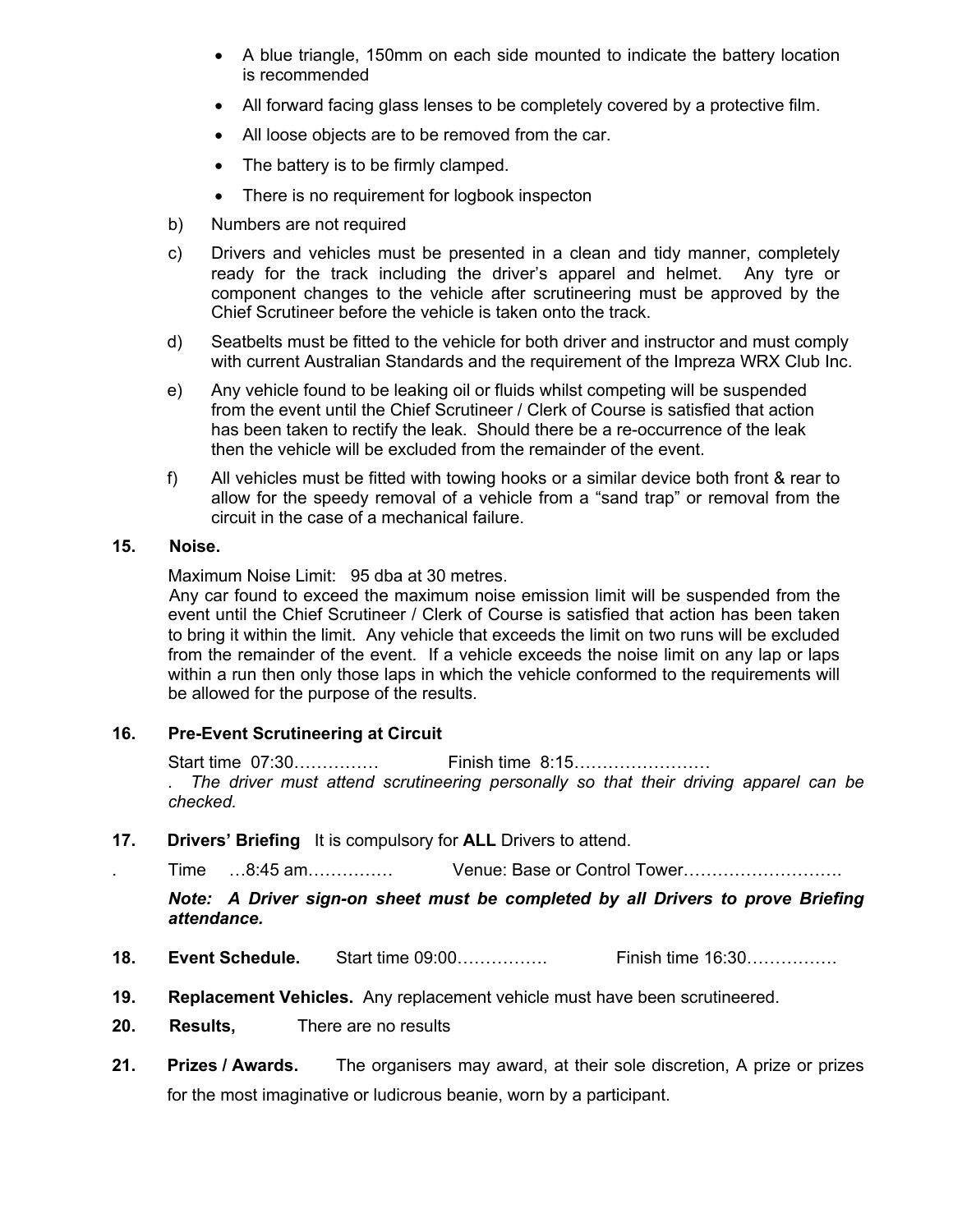- A blue triangle, 150mm on each side mounted to indicate the battery location is recommended
- All forward facing glass lenses to be completely covered by a protective film.
- All loose objects are to be removed from the car.
- The battery is to be firmly clamped.
- There is no requirement for logbook inspecton

b) Numbers are not required

c) Drivers and vehicles must be presented in a clean and tidy manner, completely ready for the track including the driver's apparel and helmet. Any tyre or component changes to the vehicle after scrutineering must be approved by the Chief Scrutineer before the vehicle is taken onto the track.

d) Seatbelts must be fitted to the vehicle for both driver and instructor and must comply with current Australian Standards and the requirement of the Impreza WRX Club Inc.

e) Any vehicle found to be leaking oil or fluids whilst competing will be suspended from the event until the Chief Scrutineer / Clerk of Course is satisfied that action has been taken to rectify the leak. Should there be a re-occurrence of the leak then the vehicle will be excluded from the remainder of the event.

f) All vehicles must be fitted with towing hooks or a similar device both front & rear to allow for the speedy removal of a vehicle from a "sand trap" or removal from the circuit in the case of a mechanical failure.

**15. Noise.**

Maximum Noise Limit: 95 dba at 30 metres.
Any car found to exceed the maximum noise emission limit will be suspended from the event until the Chief Scrutineer / Clerk of Course is satisfied that action has been taken to bring it within the limit. Any vehicle that exceeds the limit on two runs will be excluded from the remainder of the event. If a vehicle exceeds the noise limit on any lap or laps within a run then only those laps in which the vehicle conformed to the requirements will be allowed for the purpose of the results.

**16. Pre-Event Scrutineering at Circuit**

Start time 07:30…………… Finish time 8:15……………………
. *The driver must attend scrutineering personally so that their driving apparel can be checked.*

**17. Drivers' Briefing** It is compulsory for **ALL** Drivers to attend.

. Time …8:45 am…………… Venue: Base or Control Tower……………………….

***Note: A Driver sign-on sheet must be completed by all Drivers to prove Briefing attendance.***

**18. Event Schedule.** Start time 09:00……………. Finish time 16:30…………….

**19. Replacement Vehicles.** Any replacement vehicle must have been scrutineered.

**20. Results,** There are no results

**21. Prizes / Awards.** The organisers may award, at their sole discretion, A prize or prizes for the most imaginative or ludicrous beanie, worn by a participant.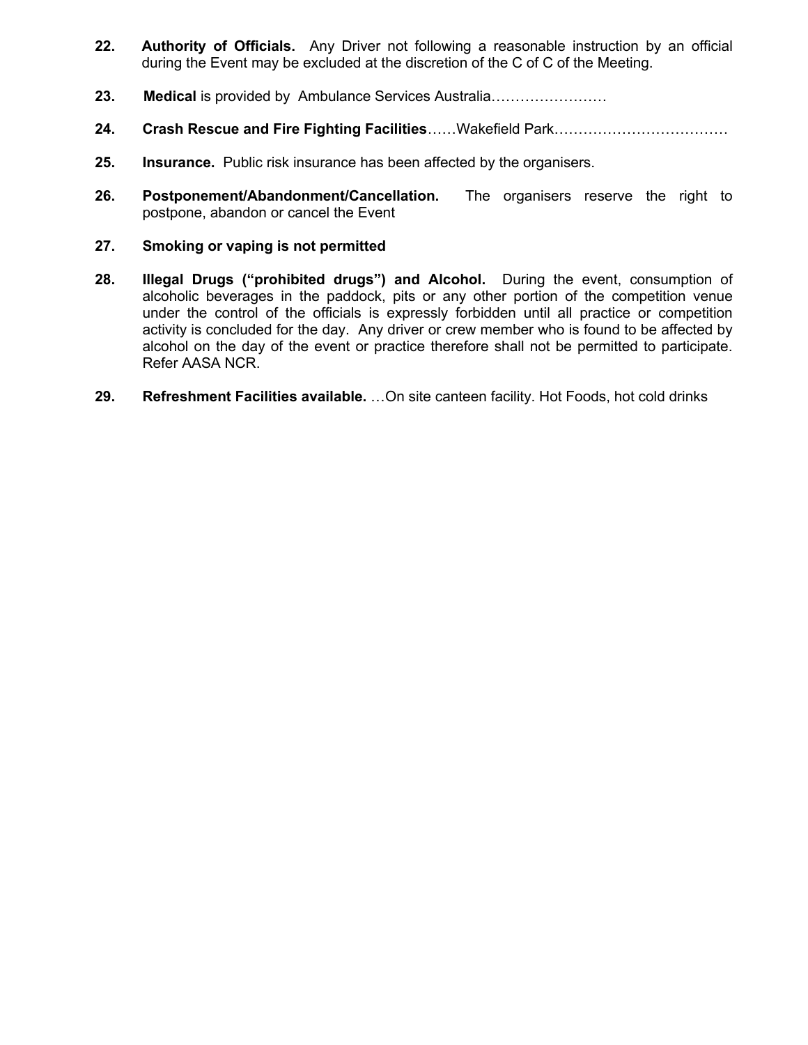**22.** **Authority of Officials.** Any Driver not following a reasonable instruction by an official during the Event may be excluded at the discretion of the C of C of the Meeting.

**23.** **Medical** is provided by Ambulance Services Australia……………………

**24.** **Crash Rescue and Fire Fighting Facilities**……Wakefield Park………………………………

**25.** **Insurance.** Public risk insurance has been affected by the organisers.

**26.** **Postponement/Abandonment/Cancellation.** The organisers reserve the right to postpone, abandon or cancel the Event

**27.** **Smoking or vaping is not permitted**

**28.** **Illegal Drugs ("prohibited drugs") and Alcohol.** During the event, consumption of alcoholic beverages in the paddock, pits or any other portion of the competition venue under the control of the officials is expressly forbidden until all practice or competition activity is concluded for the day. Any driver or crew member who is found to be affected by alcohol on the day of the event or practice therefore shall not be permitted to participate. Refer AASA NCR.

**29.** **Refreshment Facilities available.** …On site canteen facility. Hot Foods, hot cold drinks